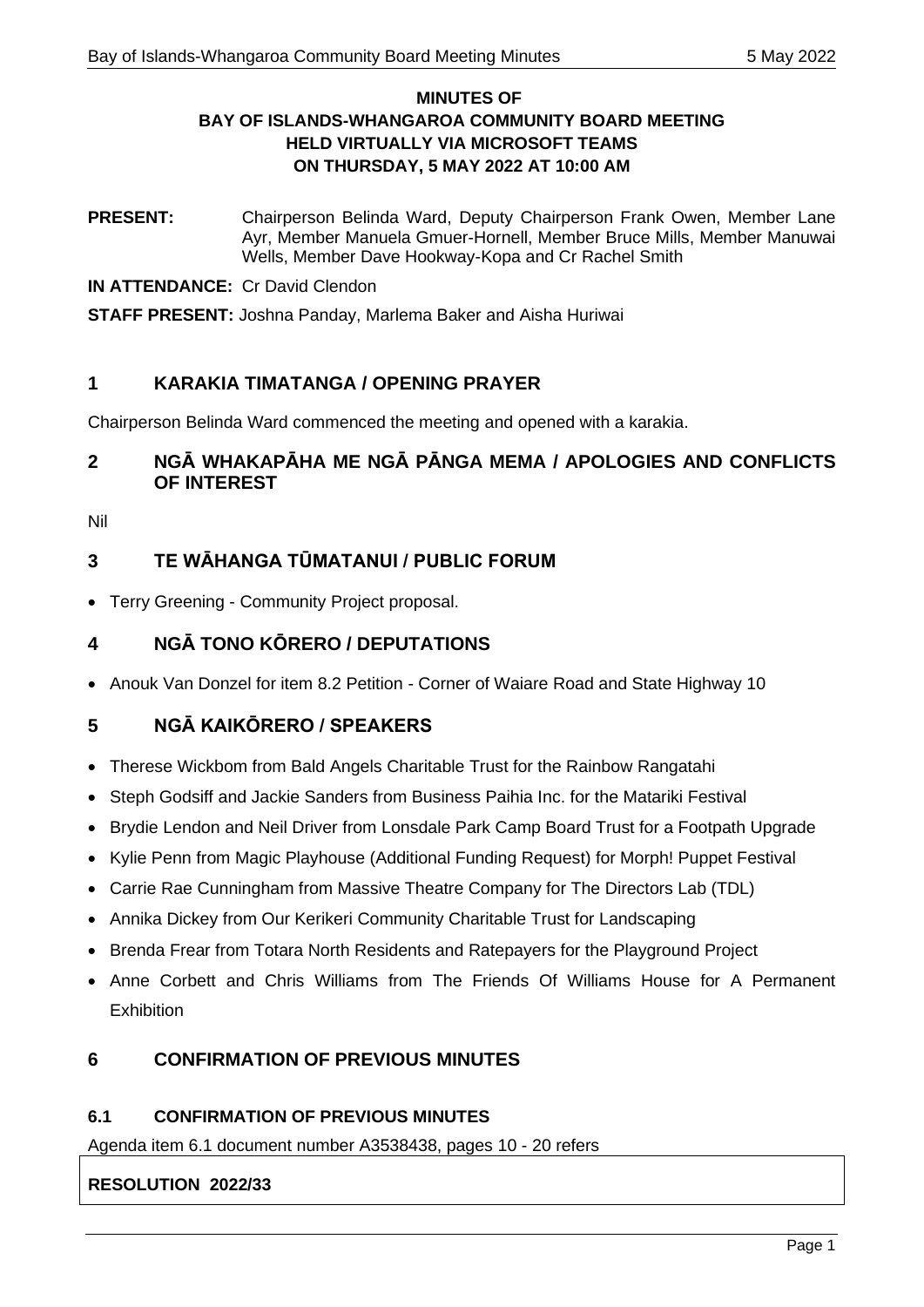**MINUTES OF**
**BAY OF ISLANDS-WHANGAROA COMMUNITY BOARD MEETING**
**HELD VIRTUALLY VIA MICROSOFT TEAMS**
**ON THURSDAY, 5 MAY 2022 AT 10:00 AM**

**PRESENT:** Chairperson Belinda Ward, Deputy Chairperson Frank Owen, Member Lane Ayr, Member Manuela Gmuer-Hornell, Member Bruce Mills, Member Manuwai Wells, Member Dave Hookway-Kopa and Cr Rachel Smith

**IN ATTENDANCE:** Cr David Clendon

**STAFF PRESENT:** Joshna Panday, Marlema Baker and Aisha Huriwai

## 1 KARAKIA TIMATANGA / OPENING PRAYER

Chairperson Belinda Ward commenced the meeting and opened with a karakia.

## 2 NGĀ WHAKAPĀHA ME NGĀ PĀNGA MEMA / APOLOGIES AND CONFLICTS OF INTEREST

Nil

## 3 TE WĀHANGA TŪMATANUI / PUBLIC FORUM

- Terry Greening - Community Project proposal.

## 4 NGĀ TONO KŌRERO / DEPUTATIONS

- Anouk Van Donzel for item 8.2 Petition - Corner of Waiare Road and State Highway 10

## 5 NGĀ KAIKŌRERO / SPEAKERS

- Therese Wickbom from Bald Angels Charitable Trust for the Rainbow Rangatahi
- Steph Godsiff and Jackie Sanders from Business Paihia Inc. for the Matariki Festival
- Brydie Lendon and Neil Driver from Lonsdale Park Camp Board Trust for a Footpath Upgrade
- Kylie Penn from Magic Playhouse (Additional Funding Request) for Morph! Puppet Festival
- Carrie Rae Cunningham from Massive Theatre Company for The Directors Lab (TDL)
- Annika Dickey from Our Kerikeri Community Charitable Trust for Landscaping
- Brenda Frear from Totara North Residents and Ratepayers for the Playground Project
- Anne Corbett and Chris Williams from The Friends Of Williams House for A Permanent Exhibition

## 6 CONFIRMATION OF PREVIOUS MINUTES

### 6.1 CONFIRMATION OF PREVIOUS MINUTES

Agenda item 6.1 document number A3538438, pages 10 - 20 refers

**RESOLUTION 2022/33**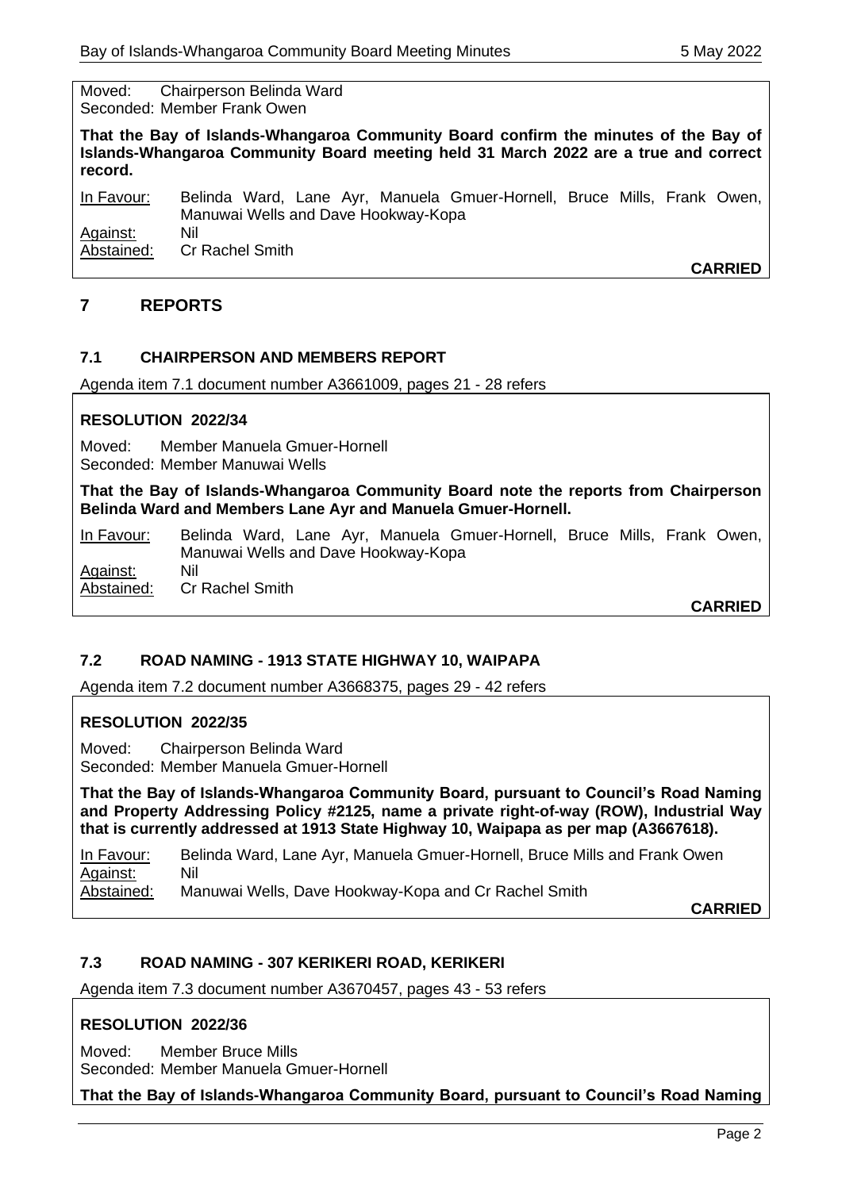Moved: Chairperson Belinda Ward
Seconded: Member Frank Owen

**That the Bay of Islands-Whangaroa Community Board confirm the minutes of the Bay of Islands-Whangaroa Community Board meeting held 31 March 2022 are a true and correct record.**

| | |
|---|---|
| In Favour: | Belinda Ward, Lane Ayr, Manuela Gmuer-Hornell, Bruce Mills, Frank Owen, Manuwai Wells and Dave Hookway-Kopa |
| Against: | Nil |
| Abstained: | Cr Rachel Smith |

**CARRIED**

## 7 REPORTS

### 7.1 CHAIRPERSON AND MEMBERS REPORT

Agenda item 7.1 document number A3661009, pages 21 - 28 refers

**RESOLUTION 2022/34**

Moved: Member Manuela Gmuer-Hornell
Seconded: Member Manuwai Wells

**That the Bay of Islands-Whangaroa Community Board note the reports from Chairperson Belinda Ward and Members Lane Ayr and Manuela Gmuer-Hornell.**

| | |
|---|---|
| In Favour: | Belinda Ward, Lane Ayr, Manuela Gmuer-Hornell, Bruce Mills, Frank Owen, Manuwai Wells and Dave Hookway-Kopa |
| Against: | Nil |
| Abstained: | Cr Rachel Smith |

**CARRIED**

### 7.2 ROAD NAMING - 1913 STATE HIGHWAY 10, WAIPAPA

Agenda item 7.2 document number A3668375, pages 29 - 42 refers

**RESOLUTION 2022/35**

Moved: Chairperson Belinda Ward
Seconded: Member Manuela Gmuer-Hornell

**That the Bay of Islands-Whangaroa Community Board, pursuant to Council's Road Naming and Property Addressing Policy #2125, name a private right-of-way (ROW), Industrial Way that is currently addressed at 1913 State Highway 10, Waipapa as per map (A3667618).**

| | |
|---|---|
| In Favour: | Belinda Ward, Lane Ayr, Manuela Gmuer-Hornell, Bruce Mills and Frank Owen |
| Against: | Nil |
| Abstained: | Manuwai Wells, Dave Hookway-Kopa and Cr Rachel Smith |

**CARRIED**

### 7.3 ROAD NAMING - 307 KERIKERI ROAD, KERIKERI

Agenda item 7.3 document number A3670457, pages 43 - 53 refers

**RESOLUTION 2022/36**

Moved: Member Bruce Mills
Seconded: Member Manuela Gmuer-Hornell

**That the Bay of Islands-Whangaroa Community Board, pursuant to Council's Road Naming**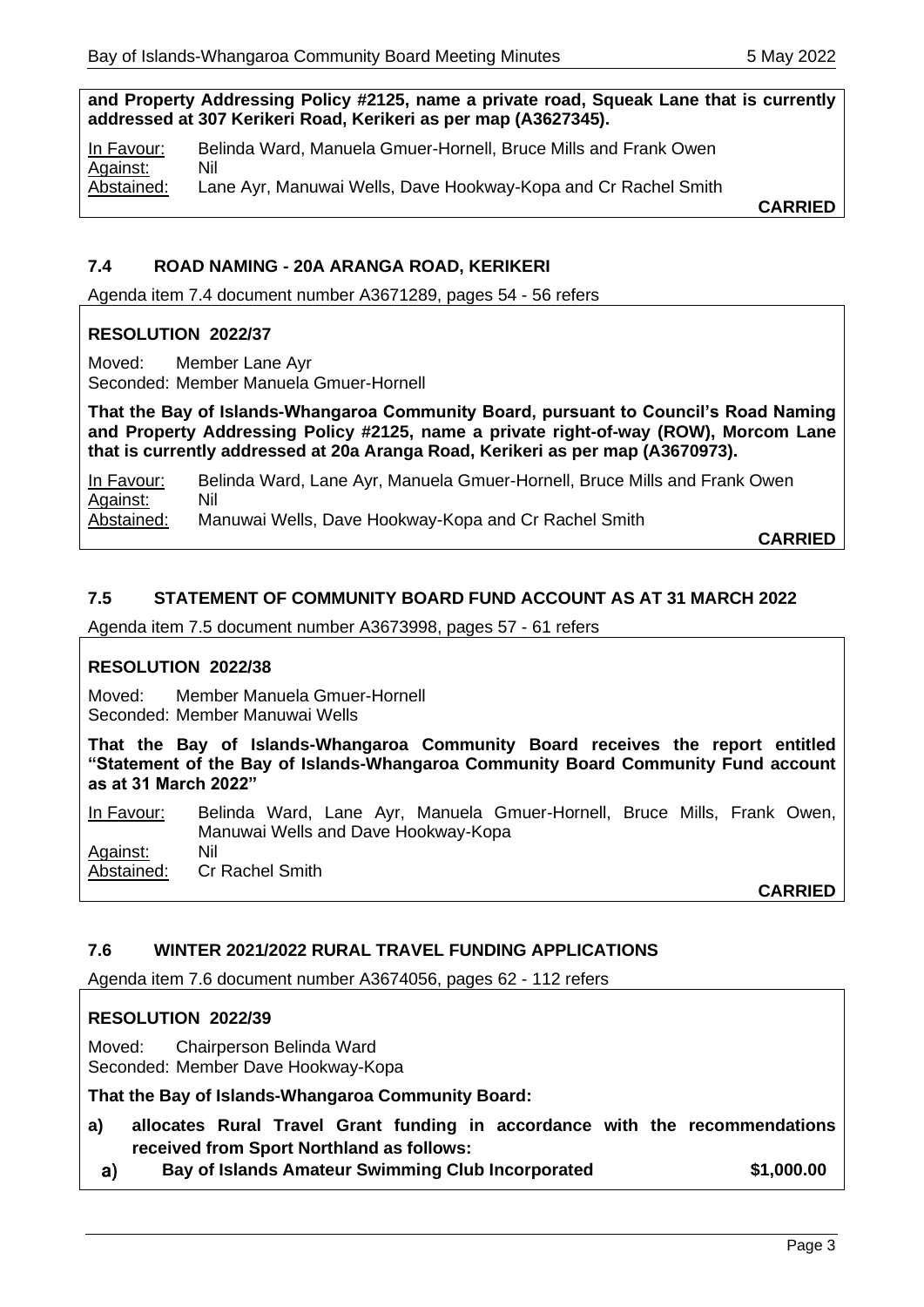**and Property Addressing Policy #2125, name a private road, Squeak Lane that is currently addressed at 307 Kerikeri Road, Kerikeri as per map (A3627345).**

In Favour: Belinda Ward, Manuela Gmuer-Hornell, Bruce Mills and Frank Owen
Against: Nil
Abstained: Lane Ayr, Manuwai Wells, Dave Hookway-Kopa and Cr Rachel Smith

**CARRIED**

## 7.4 ROAD NAMING - 20A ARANGA ROAD, KERIKERI

Agenda item 7.4 document number A3671289, pages 54 - 56 refers

### RESOLUTION 2022/37

Moved: Member Lane Ayr
Seconded: Member Manuela Gmuer-Hornell

**That the Bay of Islands-Whangaroa Community Board, pursuant to Council's Road Naming and Property Addressing Policy #2125, name a private right-of-way (ROW), Morcom Lane that is currently addressed at 20a Aranga Road, Kerikeri as per map (A3670973).**

In Favour: Belinda Ward, Lane Ayr, Manuela Gmuer-Hornell, Bruce Mills and Frank Owen
Against: Nil
Abstained: Manuwai Wells, Dave Hookway-Kopa and Cr Rachel Smith

**CARRIED**

## 7.5 STATEMENT OF COMMUNITY BOARD FUND ACCOUNT AS AT 31 MARCH 2022

Agenda item 7.5 document number A3673998, pages 57 - 61 refers

### RESOLUTION 2022/38

Moved: Member Manuela Gmuer-Hornell
Seconded: Member Manuwai Wells

**That the Bay of Islands-Whangaroa Community Board receives the report entitled "Statement of the Bay of Islands-Whangaroa Community Board Community Fund account as at 31 March 2022"**

In Favour: Belinda Ward, Lane Ayr, Manuela Gmuer-Hornell, Bruce Mills, Frank Owen, Manuwai Wells and Dave Hookway-Kopa
Against: Nil
Abstained: Cr Rachel Smith

**CARRIED**

## 7.6 WINTER 2021/2022 RURAL TRAVEL FUNDING APPLICATIONS

Agenda item 7.6 document number A3674056, pages 62 - 112 refers

### RESOLUTION 2022/39

Moved: Chairperson Belinda Ward
Seconded: Member Dave Hookway-Kopa

**That the Bay of Islands-Whangaroa Community Board:**

**a) allocates Rural Travel Grant funding in accordance with the recommendations received from Sport Northland as follows:**

**a) Bay of Islands Amateur Swimming Club Incorporated $1,000.00**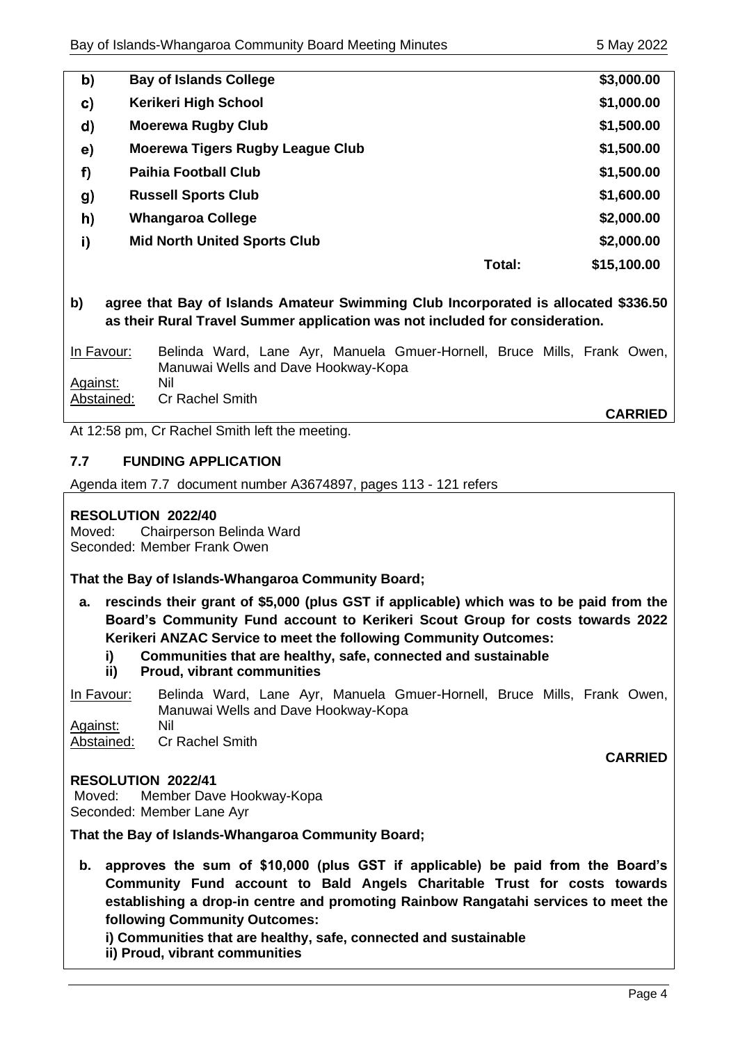| | | | |
|---|---|---|---|
| **b)** | **Bay of Islands College** | | **$3,000.00** |
| **c)** | **Kerikeri High School** | | **$1,000.00** |
| **d)** | **Moerewa Rugby Club** | | **$1,500.00** |
| **e)** | **Moerewa Tigers Rugby League Club** | | **$1,500.00** |
| **f)** | **Paihia Football Club** | | **$1,500.00** |
| **g)** | **Russell Sports Club** | | **$1,600.00** |
| **h)** | **Whangaroa College** | | **$2,000.00** |
| **i)** | **Mid North United Sports Club** | | **$2,000.00** |
| | | **Total:** | **$15,100.00** |

**b) agree that Bay of Islands Amateur Swimming Club Incorporated is allocated $336.50 as their Rural Travel Summer application was not included for consideration.**

In Favour: Belinda Ward, Lane Ayr, Manuela Gmuer-Hornell, Bruce Mills, Frank Owen, Manuwai Wells and Dave Hookway-Kopa
Against: Nil
Abstained: Cr Rachel Smith

**CARRIED**

At 12:58 pm, Cr Rachel Smith left the meeting.

## 7.7 FUNDING APPLICATION

Agenda item 7.7 document number A3674897, pages 113 - 121 refers

**RESOLUTION 2022/40**
Moved: Chairperson Belinda Ward
Seconded: Member Frank Owen

**That the Bay of Islands-Whangaroa Community Board;**

**a. rescinds their grant of $5,000 (plus GST if applicable) which was to be paid from the Board's Community Fund account to Kerikeri Scout Group for costs towards 2022 Kerikeri ANZAC Service to meet the following Community Outcomes:**
   **i) Communities that are healthy, safe, connected and sustainable**
   **ii) Proud, vibrant communities**

In Favour: Belinda Ward, Lane Ayr, Manuela Gmuer-Hornell, Bruce Mills, Frank Owen, Manuwai Wells and Dave Hookway-Kopa
Against: Nil
Abstained: Cr Rachel Smith

**CARRIED**

**RESOLUTION 2022/41**
Moved: Member Dave Hookway-Kopa
Seconded: Member Lane Ayr

**That the Bay of Islands-Whangaroa Community Board;**

**b. approves the sum of $10,000 (plus GST if applicable) be paid from the Board's Community Fund account to Bald Angels Charitable Trust for costs towards establishing a drop-in centre and promoting Rainbow Rangatahi services to meet the following Community Outcomes:**
   **i) Communities that are healthy, safe, connected and sustainable**
   **ii) Proud, vibrant communities**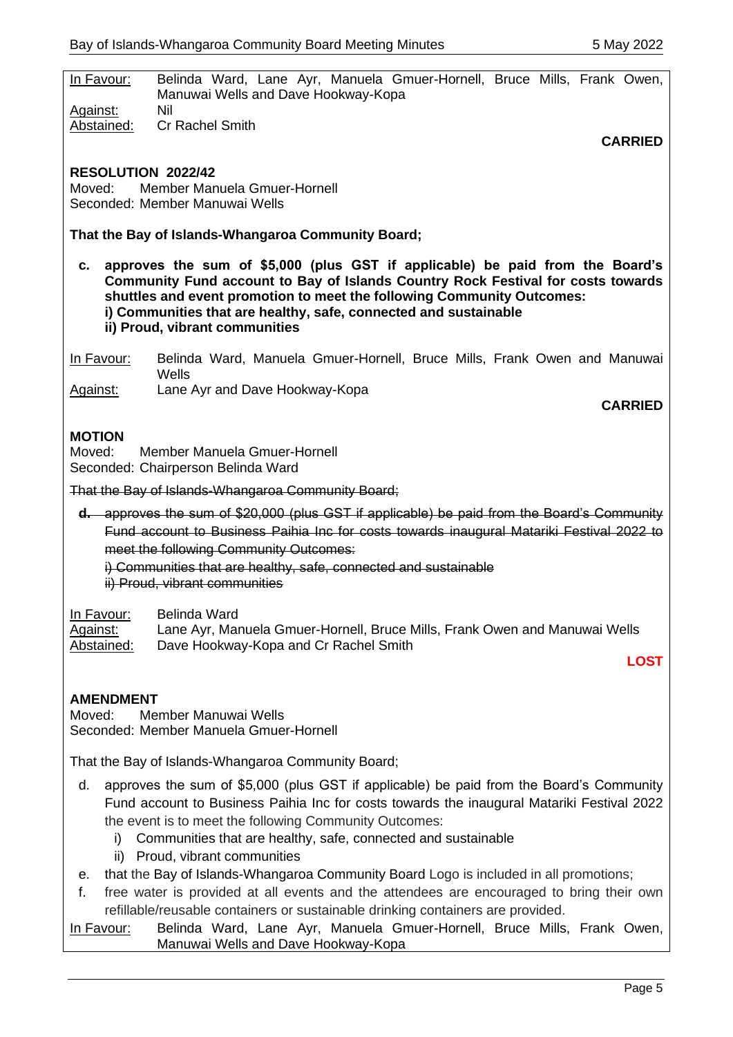<u>In Favour:</u> Belinda Ward, Lane Ayr, Manuela Gmuer-Hornell, Bruce Mills, Frank Owen, Manuwai Wells and Dave Hookway-Kopa

<u>Against:</u> Nil

<u>Abstained:</u> Cr Rachel Smith

**CARRIED**

**RESOLUTION 2022/42**

Moved: Member Manuela Gmuer-Hornell

Seconded: Member Manuwai Wells

**That the Bay of Islands-Whangaroa Community Board;**

c. **approves the sum of $5,000 (plus GST if applicable) be paid from the Board's Community Fund account to Bay of Islands Country Rock Festival for costs towards shuttles and event promotion to meet the following Community Outcomes:**
   **i) Communities that are healthy, safe, connected and sustainable**
   **ii) Proud, vibrant communities**

<u>In Favour:</u> Belinda Ward, Manuela Gmuer-Hornell, Bruce Mills, Frank Owen and Manuwai Wells

<u>Against:</u> Lane Ayr and Dave Hookway-Kopa

**CARRIED**

**MOTION**

Moved: Member Manuela Gmuer-Hornell

Seconded: Chairperson Belinda Ward

~~That the Bay of Islands-Whangaroa Community Board;~~

~~**d.** approves the sum of $20,000 (plus GST if applicable) be paid from the Board's Community Fund account to Business Paihia Inc for costs towards inaugural Matariki Festival 2022 to meet the following Community Outcomes:~~
~~i) Communities that are healthy, safe, connected and sustainable~~
~~ii) Proud, vibrant communities~~

<u>In Favour:</u> Belinda Ward

<u>Against:</u> Lane Ayr, Manuela Gmuer-Hornell, Bruce Mills, Frank Owen and Manuwai Wells

<u>Abstained:</u> Dave Hookway-Kopa and Cr Rachel Smith

**LOST**

**AMENDMENT**

Moved: Member Manuwai Wells

Seconded: Member Manuela Gmuer-Hornell

That the Bay of Islands-Whangaroa Community Board;

d. approves the sum of $5,000 (plus GST if applicable) be paid from the Board's Community Fund account to Business Paihia Inc for costs towards the inaugural Matariki Festival 2022 the event is to meet the following Community Outcomes:
   i) Communities that are healthy, safe, connected and sustainable
   ii) Proud, vibrant communities
e. that the Bay of Islands-Whangaroa Community Board Logo is included in all promotions;
f. free water is provided at all events and the attendees are encouraged to bring their own refillable/reusable containers or sustainable drinking containers are provided.

<u>In Favour:</u> Belinda Ward, Lane Ayr, Manuela Gmuer-Hornell, Bruce Mills, Frank Owen, Manuwai Wells and Dave Hookway-Kopa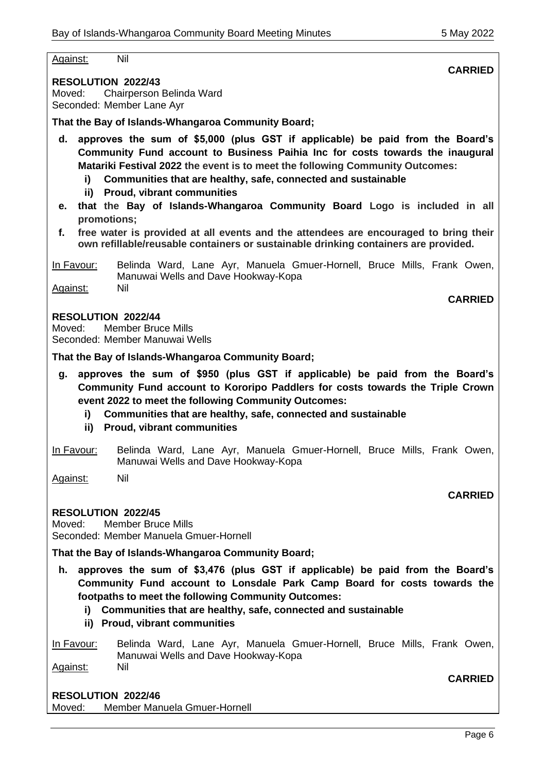Against: Nil

**CARRIED**

**RESOLUTION 2022/43**

Moved: Chairperson Belinda Ward
Seconded: Member Lane Ayr

**That the Bay of Islands-Whangaroa Community Board;**

**d. approves the sum of $5,000 (plus GST if applicable) be paid from the Board's Community Fund account to Business Paihia Inc for costs towards the inaugural Matariki Festival 2022 the event is to meet the following Community Outcomes:**

**i) Communities that are healthy, safe, connected and sustainable**

**ii) Proud, vibrant communities**

**e. that the Bay of Islands-Whangaroa Community Board Logo is included in all promotions;**

**f. free water is provided at all events and the attendees are encouraged to bring their own refillable/reusable containers or sustainable drinking containers are provided.**

In Favour: Belinda Ward, Lane Ayr, Manuela Gmuer-Hornell, Bruce Mills, Frank Owen, Manuwai Wells and Dave Hookway-Kopa

Against: Nil

**CARRIED**

**RESOLUTION 2022/44**

Moved: Member Bruce Mills
Seconded: Member Manuwai Wells

**That the Bay of Islands-Whangaroa Community Board;**

**g. approves the sum of $950 (plus GST if applicable) be paid from the Board's Community Fund account to Kororipo Paddlers for costs towards the Triple Crown event 2022 to meet the following Community Outcomes:**

**i) Communities that are healthy, safe, connected and sustainable**

**ii) Proud, vibrant communities**

In Favour: Belinda Ward, Lane Ayr, Manuela Gmuer-Hornell, Bruce Mills, Frank Owen, Manuwai Wells and Dave Hookway-Kopa

Against: Nil

**CARRIED**

**RESOLUTION 2022/45**

Moved: Member Bruce Mills
Seconded: Member Manuela Gmuer-Hornell

**That the Bay of Islands-Whangaroa Community Board;**

**h. approves the sum of $3,476 (plus GST if applicable) be paid from the Board's Community Fund account to Lonsdale Park Camp Board for costs towards the footpaths to meet the following Community Outcomes:**

**i) Communities that are healthy, safe, connected and sustainable**

**ii) Proud, vibrant communities**

In Favour: Belinda Ward, Lane Ayr, Manuela Gmuer-Hornell, Bruce Mills, Frank Owen, Manuwai Wells and Dave Hookway-Kopa

Against: Nil

**CARRIED**

**RESOLUTION 2022/46**

Moved: Member Manuela Gmuer-Hornell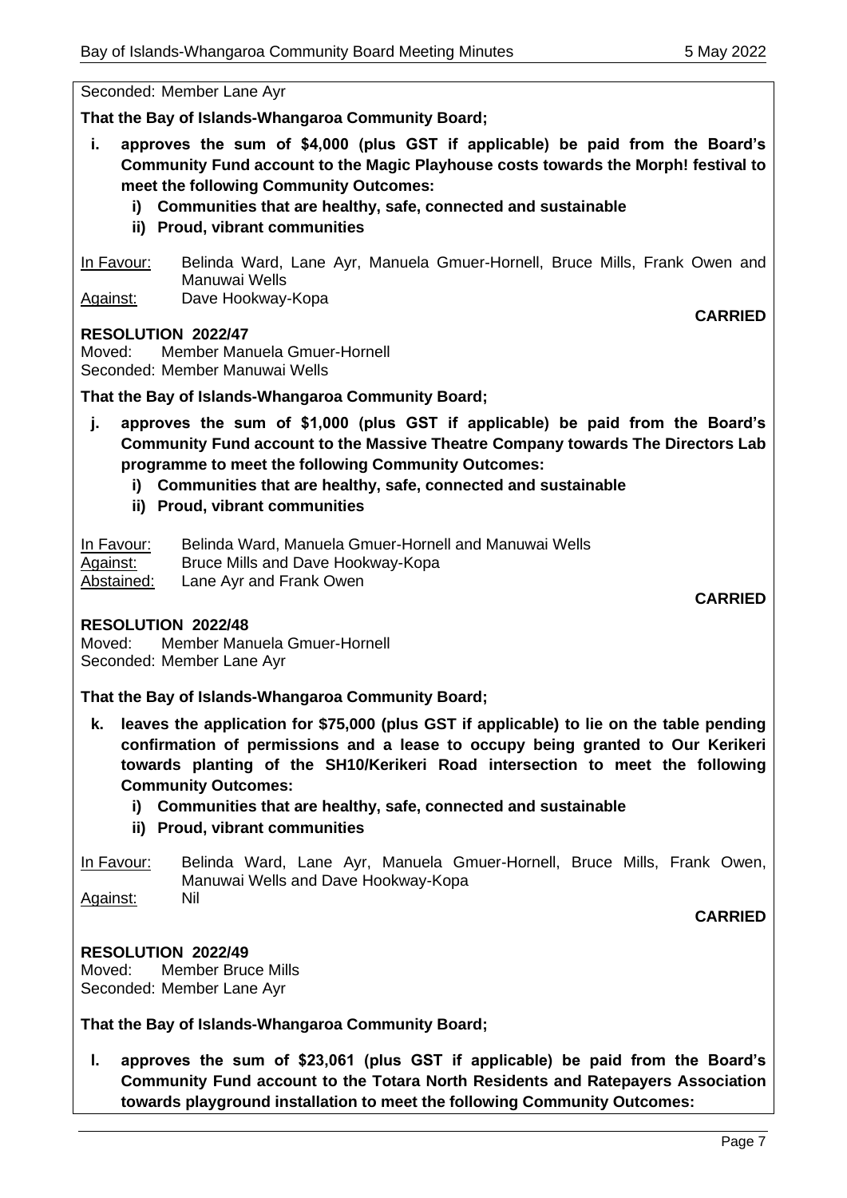Seconded: Member Lane Ayr

**That the Bay of Islands-Whangaroa Community Board;**

**i. approves the sum of $4,000 (plus GST if applicable) be paid from the Board's Community Fund account to the Magic Playhouse costs towards the Morph! festival to meet the following Community Outcomes:**

  **i) Communities that are healthy, safe, connected and sustainable**

  **ii) Proud, vibrant communities**

In Favour: Belinda Ward, Lane Ayr, Manuela Gmuer-Hornell, Bruce Mills, Frank Owen and Manuwai Wells

Against: Dave Hookway-Kopa

**CARRIED**

**RESOLUTION 2022/47**

Moved: Member Manuela Gmuer-Hornell

Seconded: Member Manuwai Wells

**That the Bay of Islands-Whangaroa Community Board;**

**j. approves the sum of $1,000 (plus GST if applicable) be paid from the Board's Community Fund account to the Massive Theatre Company towards The Directors Lab programme to meet the following Community Outcomes:**

  **i) Communities that are healthy, safe, connected and sustainable**

  **ii) Proud, vibrant communities**

In Favour: Belinda Ward, Manuela Gmuer-Hornell and Manuwai Wells

Against: Bruce Mills and Dave Hookway-Kopa

Abstained: Lane Ayr and Frank Owen

**CARRIED**

**RESOLUTION 2022/48**

Moved: Member Manuela Gmuer-Hornell

Seconded: Member Lane Ayr

**That the Bay of Islands-Whangaroa Community Board;**

**k. leaves the application for $75,000 (plus GST if applicable) to lie on the table pending confirmation of permissions and a lease to occupy being granted to Our Kerikeri towards planting of the SH10/Kerikeri Road intersection to meet the following Community Outcomes:**

  **i) Communities that are healthy, safe, connected and sustainable**

  **ii) Proud, vibrant communities**

In Favour: Belinda Ward, Lane Ayr, Manuela Gmuer-Hornell, Bruce Mills, Frank Owen, Manuwai Wells and Dave Hookway-Kopa

Against: Nil

**CARRIED**

**RESOLUTION 2022/49**

Moved: Member Bruce Mills

Seconded: Member Lane Ayr

**That the Bay of Islands-Whangaroa Community Board;**

**l. approves the sum of $23,061 (plus GST if applicable) be paid from the Board's Community Fund account to the Totara North Residents and Ratepayers Association towards playground installation to meet the following Community Outcomes:**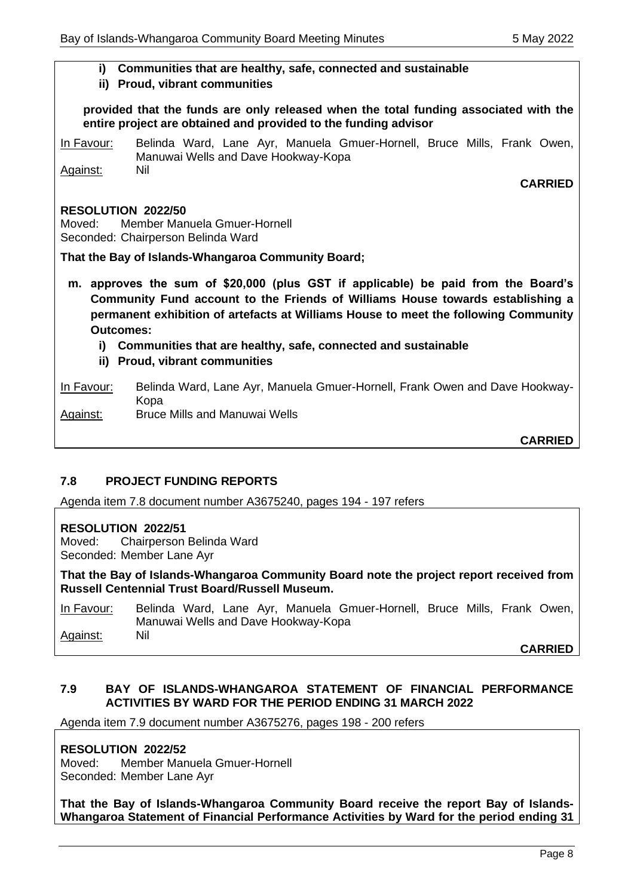**i) Communities that are healthy, safe, connected and sustainable**

**ii) Proud, vibrant communities**

**provided that the funds are only released when the total funding associated with the entire project are obtained and provided to the funding advisor**

In Favour: Belinda Ward, Lane Ayr, Manuela Gmuer-Hornell, Bruce Mills, Frank Owen, Manuwai Wells and Dave Hookway-Kopa

Against: Nil

**CARRIED**

**RESOLUTION 2022/50**

Moved: Member Manuela Gmuer-Hornell

Seconded: Chairperson Belinda Ward

**That the Bay of Islands-Whangaroa Community Board;**

**m. approves the sum of $20,000 (plus GST if applicable) be paid from the Board's Community Fund account to the Friends of Williams House towards establishing a permanent exhibition of artefacts at Williams House to meet the following Community Outcomes:**

**i) Communities that are healthy, safe, connected and sustainable**

**ii) Proud, vibrant communities**

In Favour: Belinda Ward, Lane Ayr, Manuela Gmuer-Hornell, Frank Owen and Dave Hookway-Kopa

Against: Bruce Mills and Manuwai Wells

**CARRIED**

### 7.8 PROJECT FUNDING REPORTS

Agenda item 7.8 document number A3675240, pages 194 - 197 refers

**RESOLUTION 2022/51**

Moved: Chairperson Belinda Ward

Seconded: Member Lane Ayr

**That the Bay of Islands-Whangaroa Community Board note the project report received from Russell Centennial Trust Board/Russell Museum.**

In Favour: Belinda Ward, Lane Ayr, Manuela Gmuer-Hornell, Bruce Mills, Frank Owen, Manuwai Wells and Dave Hookway-Kopa

Against: Nil

**CARRIED**

### 7.9 BAY OF ISLANDS-WHANGAROA STATEMENT OF FINANCIAL PERFORMANCE ACTIVITIES BY WARD FOR THE PERIOD ENDING 31 MARCH 2022

Agenda item 7.9 document number A3675276, pages 198 - 200 refers

**RESOLUTION 2022/52**

Moved: Member Manuela Gmuer-Hornell

Seconded: Member Lane Ayr

**That the Bay of Islands-Whangaroa Community Board receive the report Bay of Islands-Whangaroa Statement of Financial Performance Activities by Ward for the period ending 31**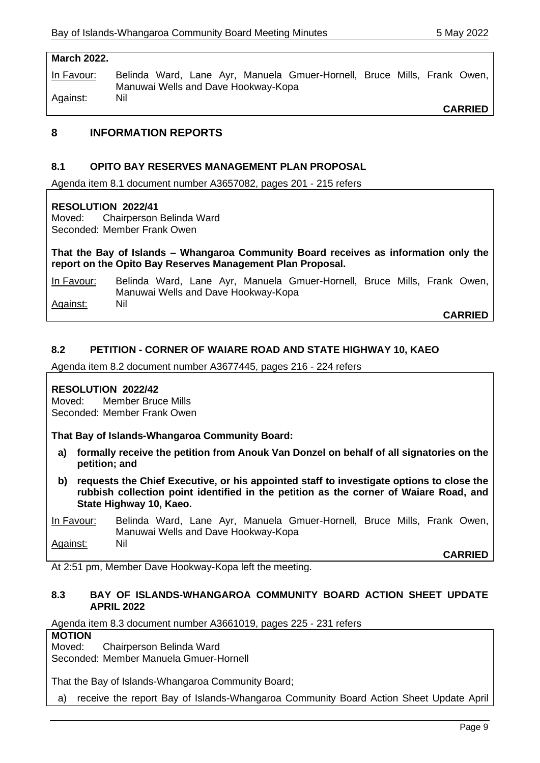**March 2022.**

In Favour: Belinda Ward, Lane Ayr, Manuela Gmuer-Hornell, Bruce Mills, Frank Owen, Manuwai Wells and Dave Hookway-Kopa

Against: Nil

**CARRIED**

## 8 INFORMATION REPORTS

### 8.1 OPITO BAY RESERVES MANAGEMENT PLAN PROPOSAL

Agenda item 8.1 document number A3657082, pages 201 - 215 refers

**RESOLUTION 2022/41**

Moved: Chairperson Belinda Ward

Seconded: Member Frank Owen

**That the Bay of Islands – Whangaroa Community Board receives as information only the report on the Opito Bay Reserves Management Plan Proposal.**

In Favour: Belinda Ward, Lane Ayr, Manuela Gmuer-Hornell, Bruce Mills, Frank Owen, Manuwai Wells and Dave Hookway-Kopa

Against: Nil

**CARRIED**

### 8.2 PETITION - CORNER OF WAIARE ROAD AND STATE HIGHWAY 10, KAEO

Agenda item 8.2 document number A3677445, pages 216 - 224 refers

**RESOLUTION 2022/42**

Moved: Member Bruce Mills

Seconded: Member Frank Owen

**That Bay of Islands-Whangaroa Community Board:**

- **a) formally receive the petition from Anouk Van Donzel on behalf of all signatories on the petition; and**
- **b) requests the Chief Executive, or his appointed staff to investigate options to close the rubbish collection point identified in the petition as the corner of Waiare Road, and State Highway 10, Kaeo.**

In Favour: Belinda Ward, Lane Ayr, Manuela Gmuer-Hornell, Bruce Mills, Frank Owen, Manuwai Wells and Dave Hookway-Kopa

Against: Nil

**CARRIED**

At 2:51 pm, Member Dave Hookway-Kopa left the meeting.

### 8.3 BAY OF ISLANDS-WHANGAROA COMMUNITY BOARD ACTION SHEET UPDATE APRIL 2022

Agenda item 8.3 document number A3661019, pages 225 - 231 refers

**MOTION**

Moved: Chairperson Belinda Ward

Seconded: Member Manuela Gmuer-Hornell

That the Bay of Islands-Whangaroa Community Board;

a) receive the report Bay of Islands-Whangaroa Community Board Action Sheet Update April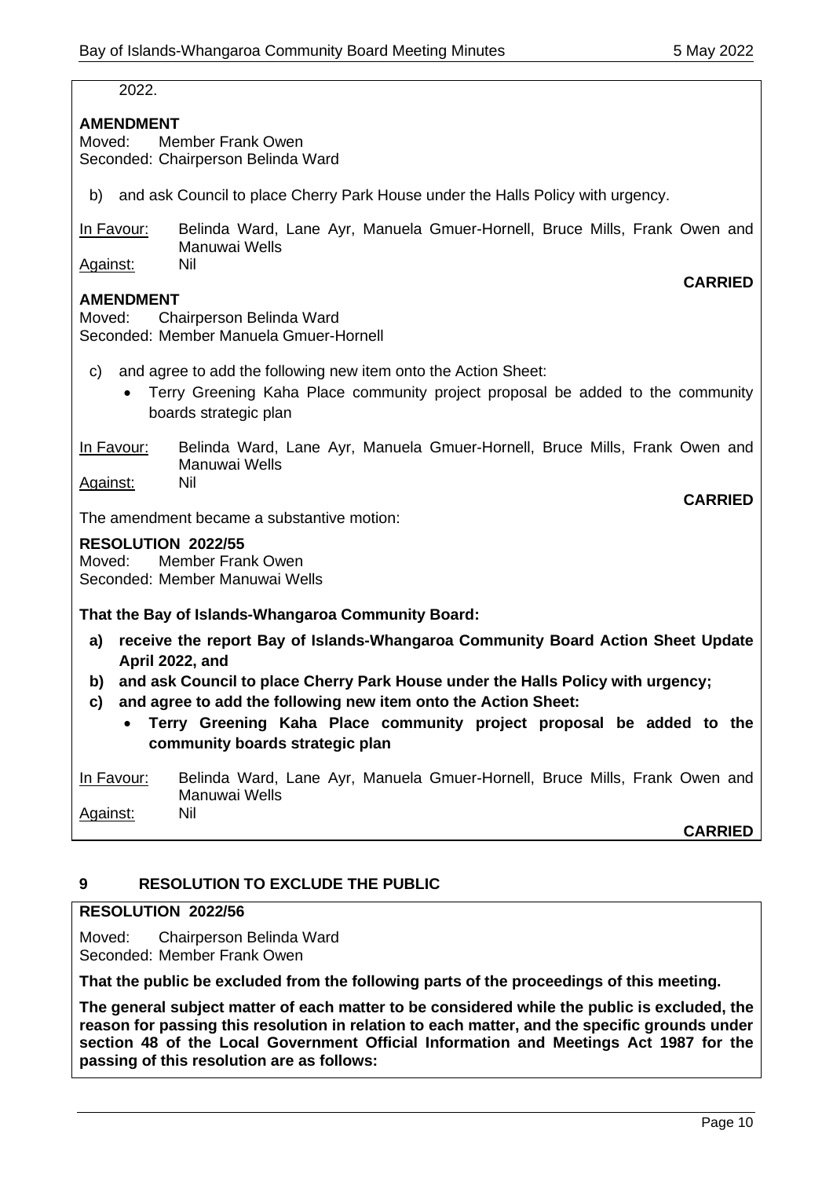2022.

**AMENDMENT**

Moved: Member Frank Owen
Seconded: Chairperson Belinda Ward

b) and ask Council to place Cherry Park House under the Halls Policy with urgency.

In Favour: Belinda Ward, Lane Ayr, Manuela Gmuer-Hornell, Bruce Mills, Frank Owen and Manuwai Wells
Against: Nil

**CARRIED**

**AMENDMENT**

Moved: Chairperson Belinda Ward
Seconded: Member Manuela Gmuer-Hornell

c) and agree to add the following new item onto the Action Sheet:
   - Terry Greening Kaha Place community project proposal be added to the community boards strategic plan

In Favour: Belinda Ward, Lane Ayr, Manuela Gmuer-Hornell, Bruce Mills, Frank Owen and Manuwai Wells
Against: Nil

**CARRIED**

The amendment became a substantive motion:

**RESOLUTION 2022/55**

Moved: Member Frank Owen
Seconded: Member Manuwai Wells

**That the Bay of Islands-Whangaroa Community Board:**

**a) receive the report Bay of Islands-Whangaroa Community Board Action Sheet Update April 2022, and**

**b) and ask Council to place Cherry Park House under the Halls Policy with urgency;**

**c) and agree to add the following new item onto the Action Sheet:**
   - **Terry Greening Kaha Place community project proposal be added to the community boards strategic plan**

In Favour: Belinda Ward, Lane Ayr, Manuela Gmuer-Hornell, Bruce Mills, Frank Owen and Manuwai Wells
Against: Nil

**CARRIED**

## 9 RESOLUTION TO EXCLUDE THE PUBLIC

**RESOLUTION 2022/56**

Moved: Chairperson Belinda Ward
Seconded: Member Frank Owen

**That the public be excluded from the following parts of the proceedings of this meeting.**

**The general subject matter of each matter to be considered while the public is excluded, the reason for passing this resolution in relation to each matter, and the specific grounds under section 48 of the Local Government Official Information and Meetings Act 1987 for the passing of this resolution are as follows:**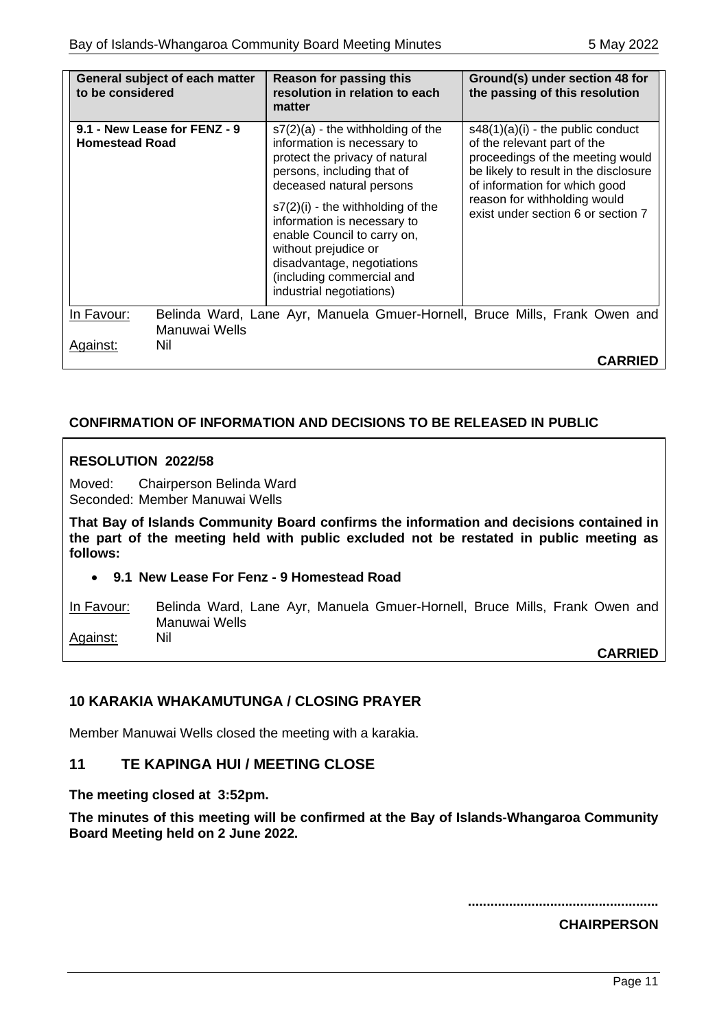| General subject of each matter to be considered | Reason for passing this resolution in relation to each matter | Ground(s) under section 48 for the passing of this resolution |
|---|---|---|
| **9.1 - New Lease for FENZ - 9 Homestead Road** | s7(2)(a) - the withholding of the information is necessary to protect the privacy of natural persons, including that of deceased natural persons<br><br>s7(2)(i) - the withholding of the information is necessary to enable Council to carry on, without prejudice or disadvantage, negotiations (including commercial and industrial negotiations) | s48(1)(a)(i) - the public conduct of the relevant part of the proceedings of the meeting would be likely to result in the disclosure of information for which good reason for withholding would exist under section 6 or section 7 |

In Favour: Belinda Ward, Lane Ayr, Manuela Gmuer-Hornell, Bruce Mills, Frank Owen and Manuwai Wells

Against: Nil

**CARRIED**

## CONFIRMATION OF INFORMATION AND DECISIONS TO BE RELEASED IN PUBLIC

### RESOLUTION 2022/58

Moved: Chairperson Belinda Ward
Seconded: Member Manuwai Wells

**That Bay of Islands Community Board confirms the information and decisions contained in the part of the meeting held with public excluded not be restated in public meeting as follows:**

- **9.1 New Lease For Fenz - 9 Homestead Road**

In Favour: Belinda Ward, Lane Ayr, Manuela Gmuer-Hornell, Bruce Mills, Frank Owen and Manuwai Wells

Against: Nil

**CARRIED**

## 10 KARAKIA WHAKAMUTUNGA / CLOSING PRAYER

Member Manuwai Wells closed the meeting with a karakia.

## 11 TE KAPINGA HUI / MEETING CLOSE

**The meeting closed at 3:52pm.**

**The minutes of this meeting will be confirmed at the Bay of Islands-Whangaroa Community Board Meeting held on 2 June 2022.**

...................................................

**CHAIRPERSON**